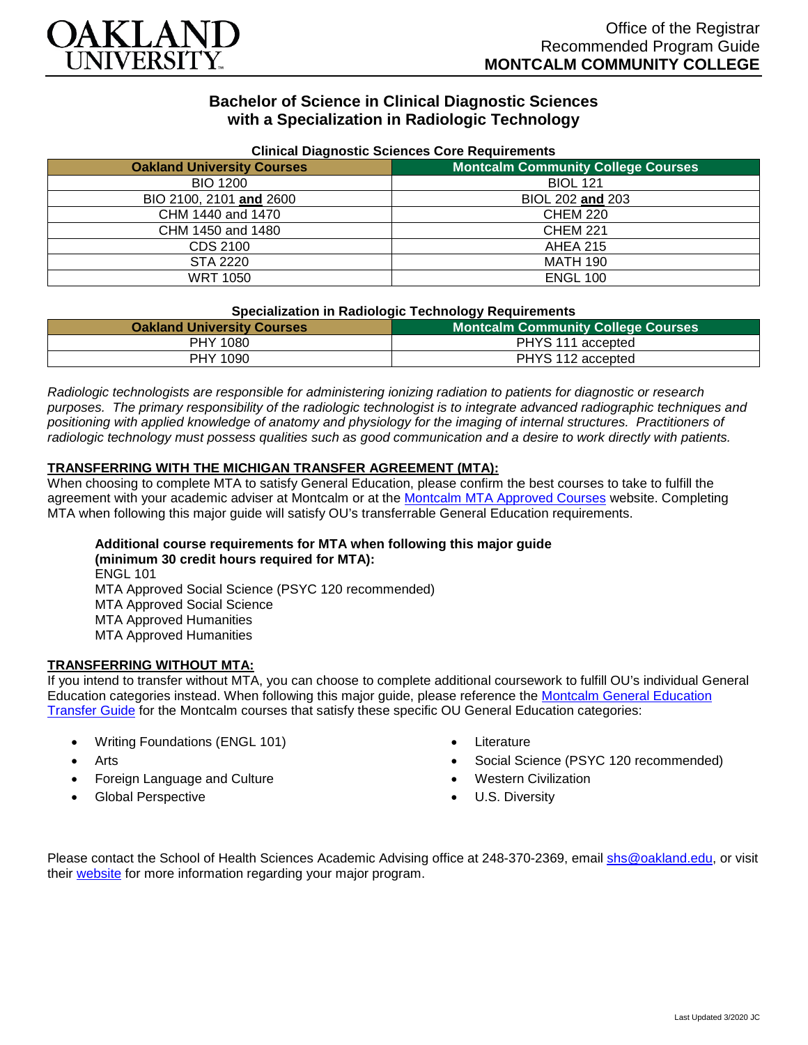OAKLAND UNIVERSITY

Office of the Registrar
Recommended Program Guide
**MONTCALM COMMUNITY COLLEGE**

# Bachelor of Science in Clinical Diagnostic Sciences with a Specialization in Radiologic Technology

### Clinical Diagnostic Sciences Core Requirements

| Oakland University Courses | Montcalm Community College Courses |
|---|---|
| BIO 1200 | BIOL 121 |
| BIO 2100, 2101 **and** 2600 | BIOL 202 **and** 203 |
| CHM 1440 and 1470 | CHEM 220 |
| CHM 1450 and 1480 | CHEM 221 |
| CDS 2100 | AHEA 215 |
| STA 2220 | MATH 190 |
| WRT 1050 | ENGL 100 |

### Specialization in Radiologic Technology Requirements

| Oakland University Courses | Montcalm Community College Courses |
|---|---|
| PHY 1080 | PHYS 111 accepted |
| PHY 1090 | PHYS 112 accepted |

*Radiologic technologists are responsible for administering ionizing radiation to patients for diagnostic or research purposes. The primary responsibility of the radiologic technologist is to integrate advanced radiographic techniques and positioning with applied knowledge of anatomy and physiology for the imaging of internal structures. Practitioners of radiologic technology must possess qualities such as good communication and a desire to work directly with patients.*

**TRANSFERRING WITH THE MICHIGAN TRANSFER AGREEMENT (MTA):**

When choosing to complete MTA to satisfy General Education, please confirm the best courses to take to fulfill the agreement with your academic adviser at Montcalm or at the Montcalm MTA Approved Courses website. Completing MTA when following this major guide will satisfy OU's transferrable General Education requirements.

**Additional course requirements for MTA when following this major guide (minimum 30 credit hours required for MTA):**
ENGL 101
MTA Approved Social Science (PSYC 120 recommended)
MTA Approved Social Science
MTA Approved Humanities
MTA Approved Humanities

**TRANSFERRING WITHOUT MTA:**

If you intend to transfer without MTA, you can choose to complete additional coursework to fulfill OU's individual General Education categories instead. When following this major guide, please reference the Montcalm General Education Transfer Guide for the Montcalm courses that satisfy these specific OU General Education categories:

- Writing Foundations (ENGL 101)
- Arts
- Foreign Language and Culture
- Global Perspective
- Literature
- Social Science (PSYC 120 recommended)
- Western Civilization
- U.S. Diversity

Please contact the School of Health Sciences Academic Advising office at 248-370-2369, email shs@oakland.edu, or visit their website for more information regarding your major program.

Last Updated 3/2020 JC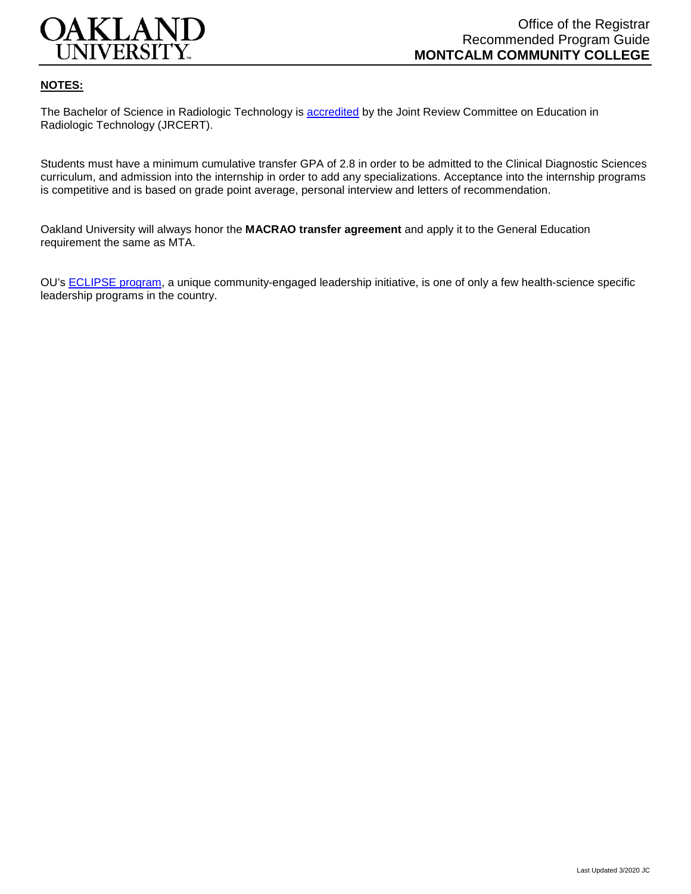**NOTES:**

The Bachelor of Science in Radiologic Technology is accredited by the Joint Review Committee on Education in Radiologic Technology (JRCERT).

Students must have a minimum cumulative transfer GPA of 2.8 in order to be admitted to the Clinical Diagnostic Sciences curriculum, and admission into the internship in order to add any specializations. Acceptance into the internship programs is competitive and is based on grade point average, personal interview and letters of recommendation.

Oakland University will always honor the **MACRAO transfer agreement** and apply it to the General Education requirement the same as MTA.

OU's ECLIPSE program, a unique community-engaged leadership initiative, is one of only a few health-science specific leadership programs in the country.

Last Updated 3/2020 JC